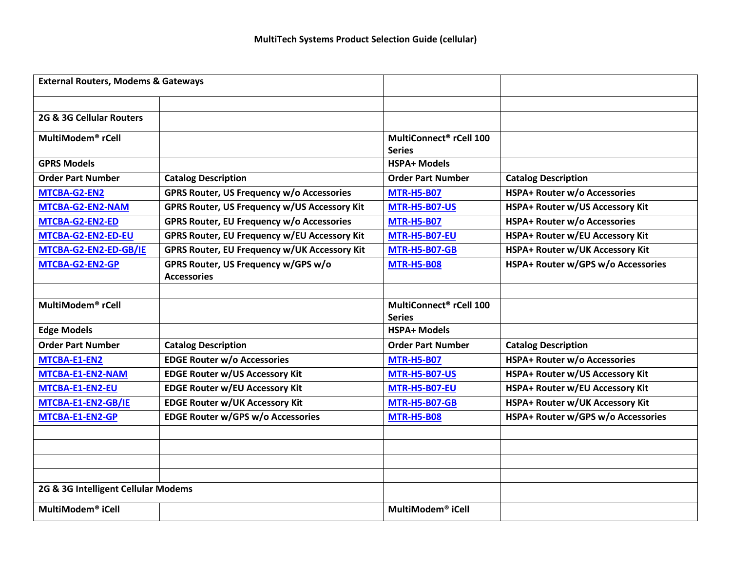# MultiTech Systems Product Selection Guide (cellular)

| External Routers, Modems & Gateways | | | |
|---|---|---|---|
| | | | |
| **2G & 3G Cellular Routers** | | | |
| **MultiModem® rCell** | | **MultiConnect® rCell 100 Series** | |
| **GPRS Models** | | **HSPA+ Models** | |
| **Order Part Number** | **Catalog Description** | **Order Part Number** | **Catalog Description** |
| MTCBA-G2-EN2 | GPRS Router, US Frequency w/o Accessories | MTR-H5-B07 | HSPA+ Router w/o Accessories |
| MTCBA-G2-EN2-NAM | GPRS Router, US Frequency w/US Accessory Kit | MTR-H5-B07-US | HSPA+ Router w/US Accessory Kit |
| MTCBA-G2-EN2-ED | GPRS Router, EU Frequency w/o Accessories | MTR-H5-B07 | HSPA+ Router w/o Accessories |
| MTCBA-G2-EN2-ED-EU | GPRS Router, EU Frequency w/EU Accessory Kit | MTR-H5-B07-EU | HSPA+ Router w/EU Accessory Kit |
| MTCBA-G2-EN2-ED-GB/IE | GPRS Router, EU Frequency w/UK Accessory Kit | MTR-H5-B07-GB | HSPA+ Router w/UK Accessory Kit |
| MTCBA-G2-EN2-GP | GPRS Router, US Frequency w/GPS w/o Accessories | MTR-H5-B08 | HSPA+ Router w/GPS w/o Accessories |
| | | | |
| **MultiModem® rCell** | | **MultiConnect® rCell 100 Series** | |
| **Edge Models** | | **HSPA+ Models** | |
| **Order Part Number** | **Catalog Description** | **Order Part Number** | **Catalog Description** |
| MTCBA-E1-EN2 | EDGE Router w/o Accessories | MTR-H5-B07 | HSPA+ Router w/o Accessories |
| MTCBA-E1-EN2-NAM | EDGE Router w/US Accessory Kit | MTR-H5-B07-US | HSPA+ Router w/US Accessory Kit |
| MTCBA-E1-EN2-EU | EDGE Router w/EU Accessory Kit | MTR-H5-B07-EU | HSPA+ Router w/EU Accessory Kit |
| MTCBA-E1-EN2-GB/IE | EDGE Router w/UK Accessory Kit | MTR-H5-B07-GB | HSPA+ Router w/UK Accessory Kit |
| MTCBA-E1-EN2-GP | EDGE Router w/GPS w/o Accessories | MTR-H5-B08 | HSPA+ Router w/GPS w/o Accessories |
| | | | |
| | | | |
| | | | |
| | | | |
| **2G & 3G Intelligent Cellular Modems** | | | |
| **MultiModem® iCell** | | **MultiModem® iCell** | |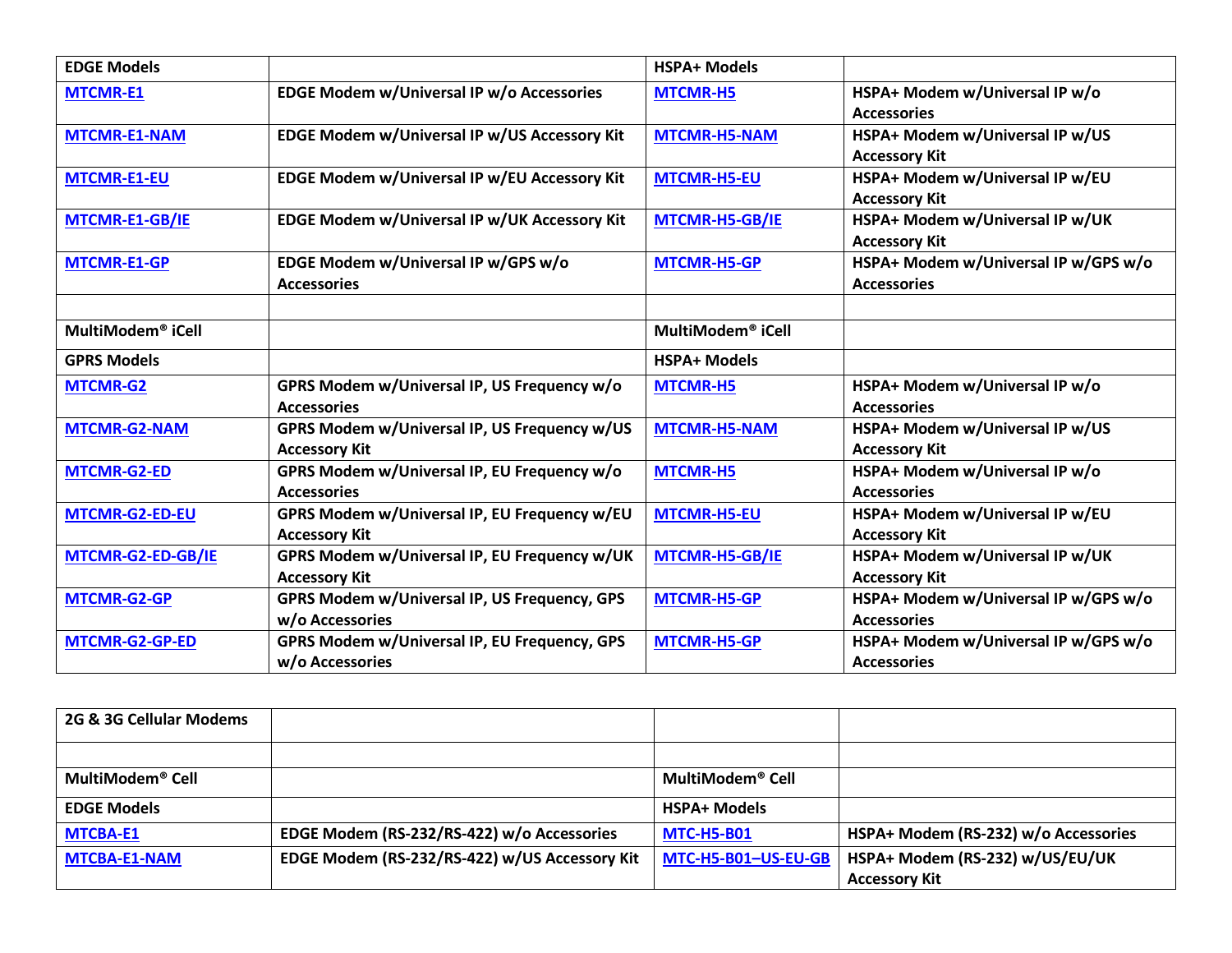| EDGE Models | | HSPA+ Models | |
|---|---|---|---|
| **MTCMR-E1** | EDGE Modem w/Universal IP w/o Accessories | **MTCMR-H5** | HSPA+ Modem w/Universal IP w/o Accessories |
| **MTCMR-E1-NAM** | EDGE Modem w/Universal IP w/US Accessory Kit | **MTCMR-H5-NAM** | HSPA+ Modem w/Universal IP w/US Accessory Kit |
| **MTCMR-E1-EU** | EDGE Modem w/Universal IP w/EU Accessory Kit | **MTCMR-H5-EU** | HSPA+ Modem w/Universal IP w/EU Accessory Kit |
| **MTCMR-E1-GB/IE** | EDGE Modem w/Universal IP w/UK Accessory Kit | **MTCMR-H5-GB/IE** | HSPA+ Modem w/Universal IP w/UK Accessory Kit |
| **MTCMR-E1-GP** | EDGE Modem w/Universal IP w/GPS w/o Accessories | **MTCMR-H5-GP** | HSPA+ Modem w/Universal IP w/GPS w/o Accessories |
| | | | |
| **MultiModem® iCell** | | **MultiModem® iCell** | |
| **GPRS Models** | | **HSPA+ Models** | |
| **MTCMR-G2** | GPRS Modem w/Universal IP, US Frequency w/o Accessories | **MTCMR-H5** | HSPA+ Modem w/Universal IP w/o Accessories |
| **MTCMR-G2-NAM** | GPRS Modem w/Universal IP, US Frequency w/US Accessory Kit | **MTCMR-H5-NAM** | HSPA+ Modem w/Universal IP w/US Accessory Kit |
| **MTCMR-G2-ED** | GPRS Modem w/Universal IP, EU Frequency w/o Accessories | **MTCMR-H5** | HSPA+ Modem w/Universal IP w/o Accessories |
| **MTCMR-G2-ED-EU** | GPRS Modem w/Universal IP, EU Frequency w/EU Accessory Kit | **MTCMR-H5-EU** | HSPA+ Modem w/Universal IP w/EU Accessory Kit |
| **MTCMR-G2-ED-GB/IE** | GPRS Modem w/Universal IP, EU Frequency w/UK Accessory Kit | **MTCMR-H5-GB/IE** | HSPA+ Modem w/Universal IP w/UK Accessory Kit |
| **MTCMR-G2-GP** | GPRS Modem w/Universal IP, US Frequency, GPS w/o Accessories | **MTCMR-H5-GP** | HSPA+ Modem w/Universal IP w/GPS w/o Accessories |
| **MTCMR-G2-GP-ED** | GPRS Modem w/Universal IP, EU Frequency, GPS w/o Accessories | **MTCMR-H5-GP** | HSPA+ Modem w/Universal IP w/GPS w/o Accessories |

| 2G & 3G Cellular Modems | | | |
|---|---|---|---|
| | | | |
| **MultiModem® Cell** | | **MultiModem® Cell** | |
| **EDGE Models** | | **HSPA+ Models** | |
| **MTCBA-E1** | EDGE Modem (RS-232/RS-422) w/o Accessories | **MTC-H5-B01** | HSPA+ Modem (RS-232) w/o Accessories |
| **MTCBA-E1-NAM** | EDGE Modem (RS-232/RS-422) w/US Accessory Kit | **MTC-H5-B01–US-EU-GB** | HSPA+ Modem (RS-232) w/US/EU/UK Accessory Kit |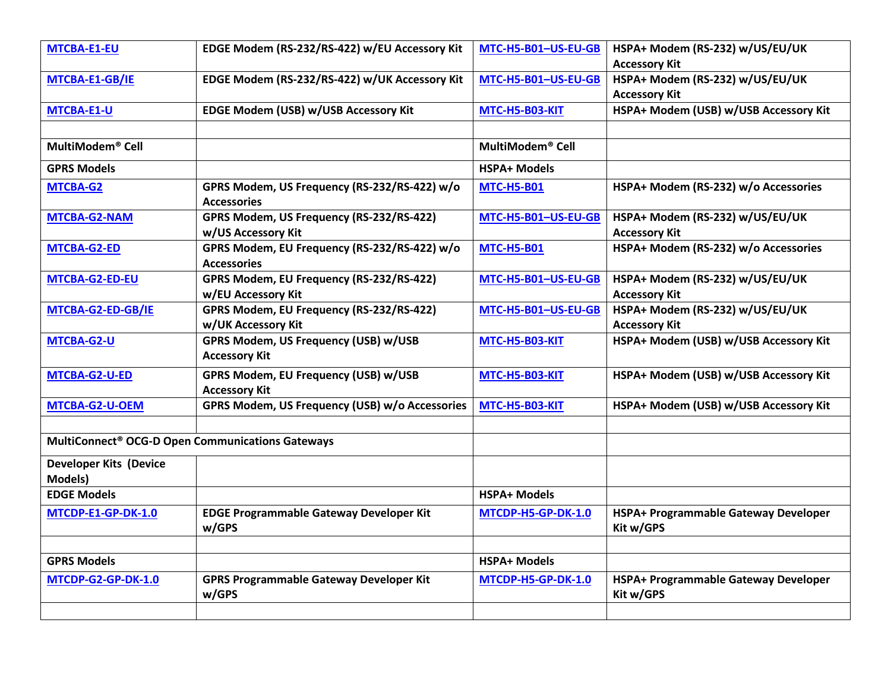| | | | |
|---|---|---|---|
| **MTCBA-E1-EU** | **EDGE Modem (RS-232/RS-422) w/EU Accessory Kit** | **MTC-H5-B01–US-EU-GB** | **HSPA+ Modem (RS-232) w/US/EU/UK Accessory Kit** |
| **MTCBA-E1-GB/IE** | **EDGE Modem (RS-232/RS-422) w/UK Accessory Kit** | **MTC-H5-B01–US-EU-GB** | **HSPA+ Modem (RS-232) w/US/EU/UK Accessory Kit** |
| **MTCBA-E1-U** | **EDGE Modem (USB) w/USB Accessory Kit** | **MTC-H5-B03-KIT** | **HSPA+ Modem (USB) w/USB Accessory Kit** |
| | | | |
| **MultiModem® Cell** | | **MultiModem® Cell** | |
| **GPRS Models** | | **HSPA+ Models** | |
| **MTCBA-G2** | **GPRS Modem, US Frequency (RS-232/RS-422) w/o Accessories** | **MTC-H5-B01** | **HSPA+ Modem (RS-232) w/o Accessories** |
| **MTCBA-G2-NAM** | **GPRS Modem, US Frequency (RS-232/RS-422) w/US Accessory Kit** | **MTC-H5-B01–US-EU-GB** | **HSPA+ Modem (RS-232) w/US/EU/UK Accessory Kit** |
| **MTCBA-G2-ED** | **GPRS Modem, EU Frequency (RS-232/RS-422) w/o Accessories** | **MTC-H5-B01** | **HSPA+ Modem (RS-232) w/o Accessories** |
| **MTCBA-G2-ED-EU** | **GPRS Modem, EU Frequency (RS-232/RS-422) w/EU Accessory Kit** | **MTC-H5-B01–US-EU-GB** | **HSPA+ Modem (RS-232) w/US/EU/UK Accessory Kit** |
| **MTCBA-G2-ED-GB/IE** | **GPRS Modem, EU Frequency (RS-232/RS-422) w/UK Accessory Kit** | **MTC-H5-B01–US-EU-GB** | **HSPA+ Modem (RS-232) w/US/EU/UK Accessory Kit** |
| **MTCBA-G2-U** | **GPRS Modem, US Frequency (USB) w/USB Accessory Kit** | **MTC-H5-B03-KIT** | **HSPA+ Modem (USB) w/USB Accessory Kit** |
| **MTCBA-G2-U-ED** | **GPRS Modem, EU Frequency (USB) w/USB Accessory Kit** | **MTC-H5-B03-KIT** | **HSPA+ Modem (USB) w/USB Accessory Kit** |
| **MTCBA-G2-U-OEM** | **GPRS Modem, US Frequency (USB) w/o Accessories** | **MTC-H5-B03-KIT** | **HSPA+ Modem (USB) w/USB Accessory Kit** |
| | | | |
| **MultiConnect® OCG-D Open Communications Gateways** | | | |
| **Developer Kits (Device Models)** | | | |
| **EDGE Models** | | **HSPA+ Models** | |
| **MTCDP-E1-GP-DK-1.0** | **EDGE Programmable Gateway Developer Kit w/GPS** | **MTCDP-H5-GP-DK-1.0** | **HSPA+ Programmable Gateway Developer Kit w/GPS** |
| | | | |
| **GPRS Models** | | **HSPA+ Models** | |
| **MTCDP-G2-GP-DK-1.0** | **GPRS Programmable Gateway Developer Kit w/GPS** | **MTCDP-H5-GP-DK-1.0** | **HSPA+ Programmable Gateway Developer Kit w/GPS** |
| | | | |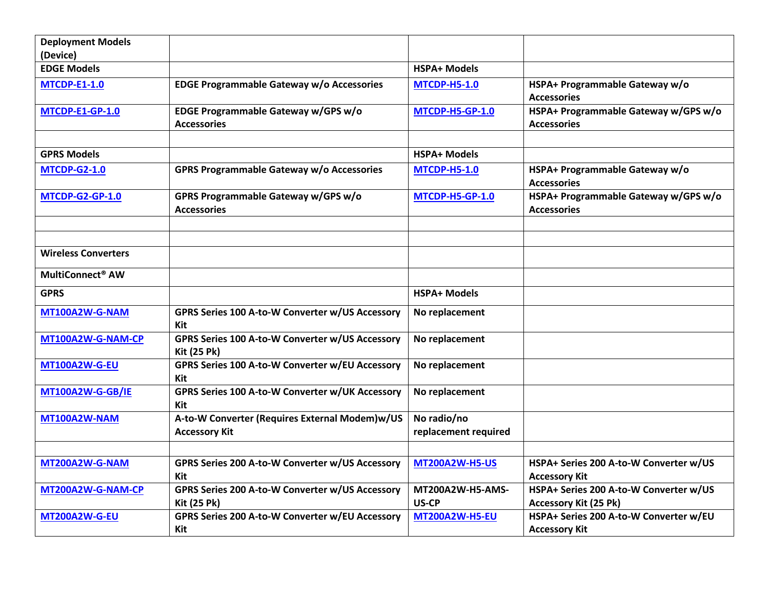| Deployment Models (Device) | | | |
|---|---|---|---|
| **EDGE Models** | | **HSPA+ Models** | |
| **MTCDP-E1-1.0** | **EDGE Programmable Gateway w/o Accessories** | **MTCDP-H5-1.0** | **HSPA+ Programmable Gateway w/o Accessories** |
| **MTCDP-E1-GP-1.0** | **EDGE Programmable Gateway w/GPS w/o Accessories** | **MTCDP-H5-GP-1.0** | **HSPA+ Programmable Gateway w/GPS w/o Accessories** |
| | | | |
| **GPRS Models** | | **HSPA+ Models** | |
| **MTCDP-G2-1.0** | **GPRS Programmable Gateway w/o Accessories** | **MTCDP-H5-1.0** | **HSPA+ Programmable Gateway w/o Accessories** |
| **MTCDP-G2-GP-1.0** | **GPRS Programmable Gateway w/GPS w/o Accessories** | **MTCDP-H5-GP-1.0** | **HSPA+ Programmable Gateway w/GPS w/o Accessories** |
| | | | |
| | | | |
| **Wireless Converters** | | | |
| **MultiConnect® AW** | | | |
| **GPRS** | | **HSPA+ Models** | |
| **MT100A2W-G-NAM** | **GPRS Series 100 A-to-W Converter w/US Accessory Kit** | **No replacement** | |
| **MT100A2W-G-NAM-CP** | **GPRS Series 100 A-to-W Converter w/US Accessory Kit (25 Pk)** | **No replacement** | |
| **MT100A2W-G-EU** | **GPRS Series 100 A-to-W Converter w/EU Accessory Kit** | **No replacement** | |
| **MT100A2W-G-GB/IE** | **GPRS Series 100 A-to-W Converter w/UK Accessory Kit** | **No replacement** | |
| **MT100A2W-NAM** | **A-to-W Converter (Requires External Modem)w/US Accessory Kit** | **No radio/no replacement required** | |
| | | | |
| **MT200A2W-G-NAM** | **GPRS Series 200 A-to-W Converter w/US Accessory Kit** | **MT200A2W-H5-US** | **HSPA+ Series 200 A-to-W Converter w/US Accessory Kit** |
| **MT200A2W-G-NAM-CP** | **GPRS Series 200 A-to-W Converter w/US Accessory Kit (25 Pk)** | **MT200A2W-H5-AMS-US-CP** | **HSPA+ Series 200 A-to-W Converter w/US Accessory Kit (25 Pk)** |
| **MT200A2W-G-EU** | **GPRS Series 200 A-to-W Converter w/EU Accessory Kit** | **MT200A2W-H5-EU** | **HSPA+ Series 200 A-to-W Converter w/EU Accessory Kit** |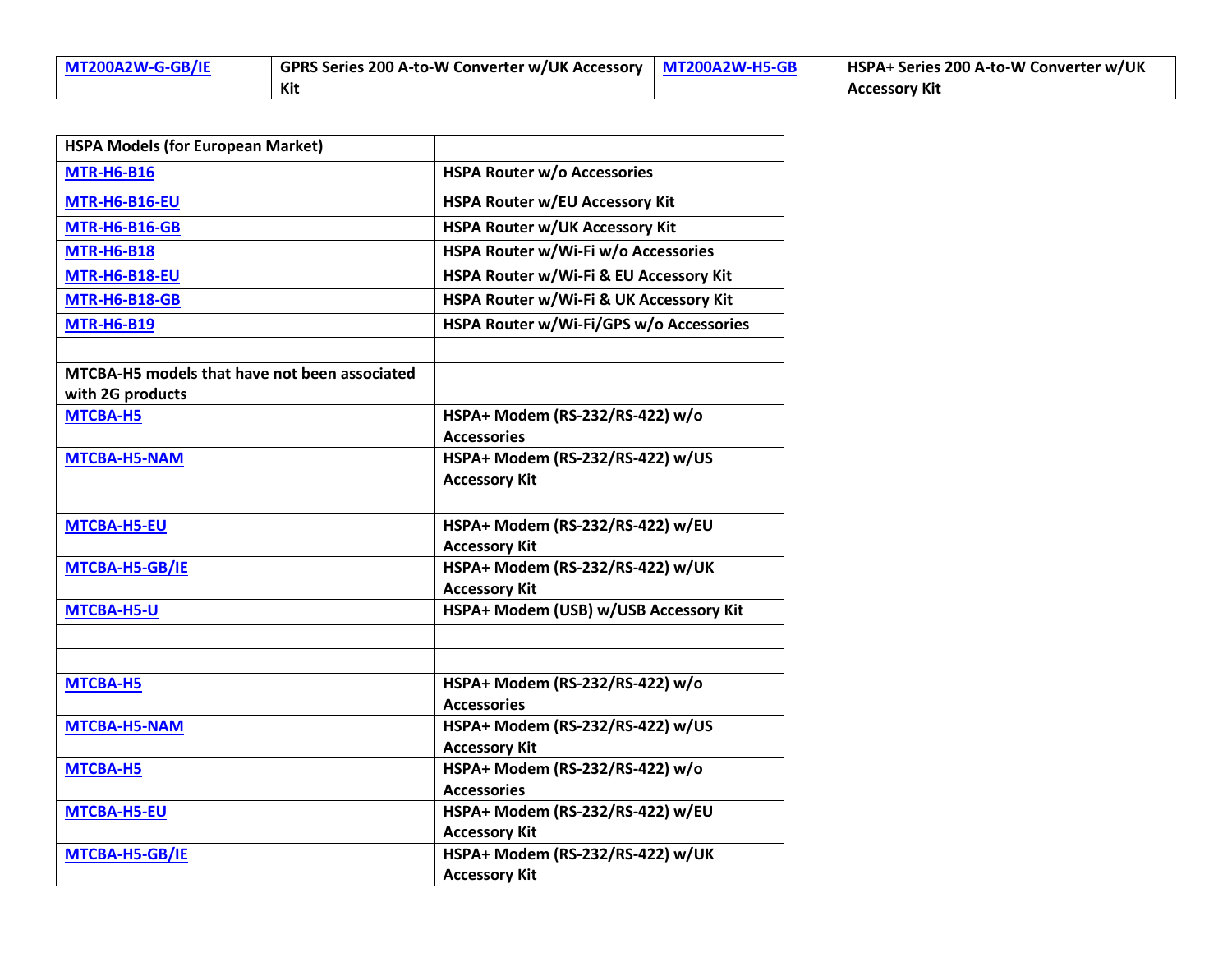| [MT200A2W-G-GB/IE]() | GPRS Series 200 A-to-W Converter w/UK Accessory Kit | [MT200A2W-H5-GB]() | HSPA+ Series 200 A-to-W Converter w/UK Accessory Kit |
|---|---|---|---|

| HSPA Models (for European Market) | |
|---|---|
| [MTR-H6-B16]() | HSPA Router w/o Accessories |
| [MTR-H6-B16-EU]() | HSPA Router w/EU Accessory Kit |
| [MTR-H6-B16-GB]() | HSPA Router w/UK Accessory Kit |
| [MTR-H6-B18]() | HSPA Router w/Wi-Fi w/o Accessories |
| [MTR-H6-B18-EU]() | HSPA Router w/Wi-Fi & EU Accessory Kit |
| [MTR-H6-B18-GB]() | HSPA Router w/Wi-Fi & UK Accessory Kit |
| [MTR-H6-B19]() | HSPA Router w/Wi-Fi/GPS w/o Accessories |
| | |
| MTCBA-H5 models that have not been associated with 2G products | |
| [MTCBA-H5]() | HSPA+ Modem (RS-232/RS-422) w/o Accessories |
| [MTCBA-H5-NAM]() | HSPA+ Modem (RS-232/RS-422) w/US Accessory Kit |
| | |
| [MTCBA-H5-EU]() | HSPA+ Modem (RS-232/RS-422) w/EU Accessory Kit |
| [MTCBA-H5-GB/IE]() | HSPA+ Modem (RS-232/RS-422) w/UK Accessory Kit |
| [MTCBA-H5-U]() | HSPA+ Modem (USB) w/USB Accessory Kit |
| | |
| | |
| [MTCBA-H5]() | HSPA+ Modem (RS-232/RS-422) w/o Accessories |
| [MTCBA-H5-NAM]() | HSPA+ Modem (RS-232/RS-422) w/US Accessory Kit |
| [MTCBA-H5]() | HSPA+ Modem (RS-232/RS-422) w/o Accessories |
| [MTCBA-H5-EU]() | HSPA+ Modem (RS-232/RS-422) w/EU Accessory Kit |
| [MTCBA-H5-GB/IE]() | HSPA+ Modem (RS-232/RS-422) w/UK Accessory Kit |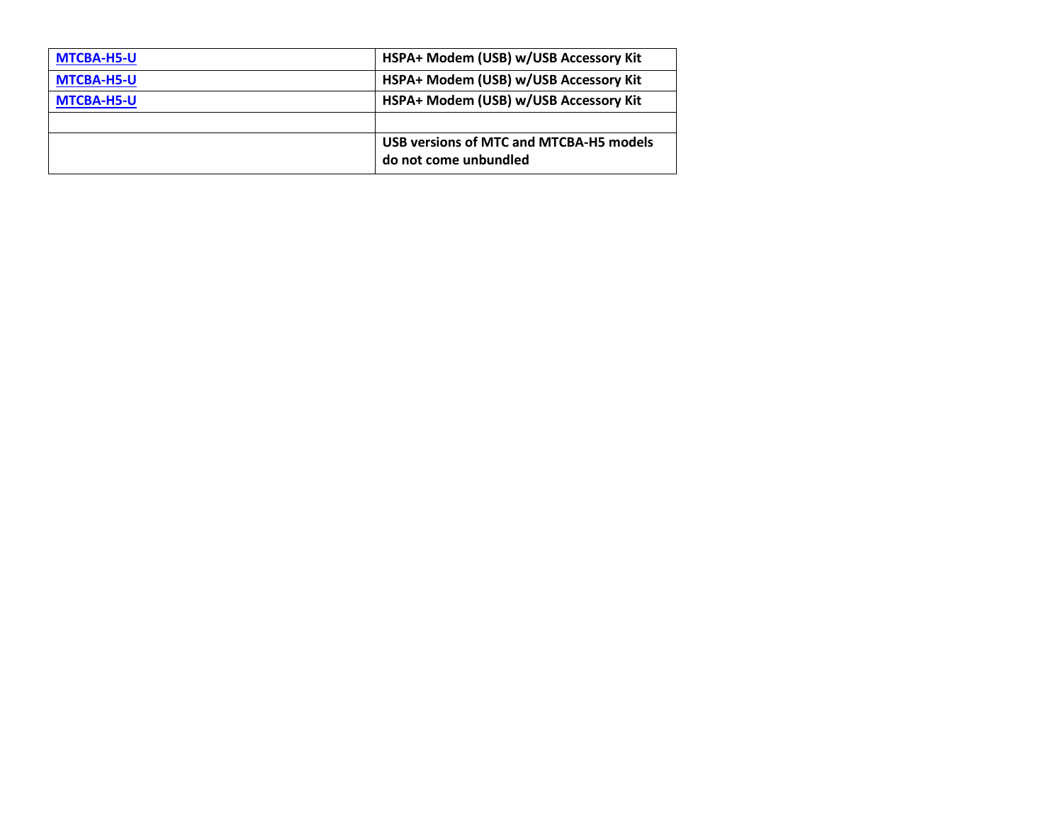| | |
|---|---|
| **MTCBA-H5-U** | **HSPA+ Modem (USB) w/USB Accessory Kit** |
| **MTCBA-H5-U** | **HSPA+ Modem (USB) w/USB Accessory Kit** |
| **MTCBA-H5-U** | **HSPA+ Modem (USB) w/USB Accessory Kit** |
| | |
| | **USB versions of MTC and MTCBA-H5 models do not come unbundled** |